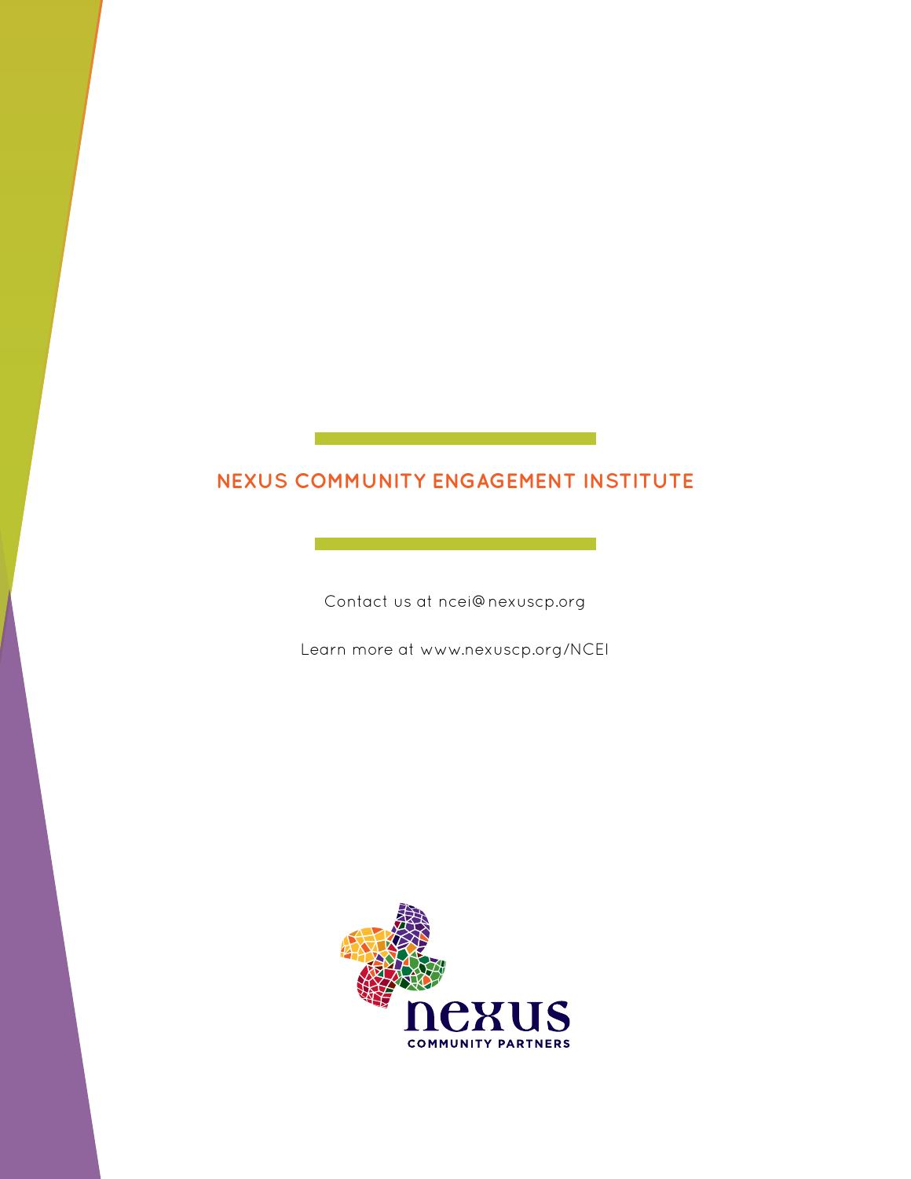## NEXUS COMMUNITY ENGAGEMENT INSTITUTE

Contact us at ncei@nexuscp.org

Learn more at www.nexuscp.org/NCEI

nexus

COMMUNITY PARTNERS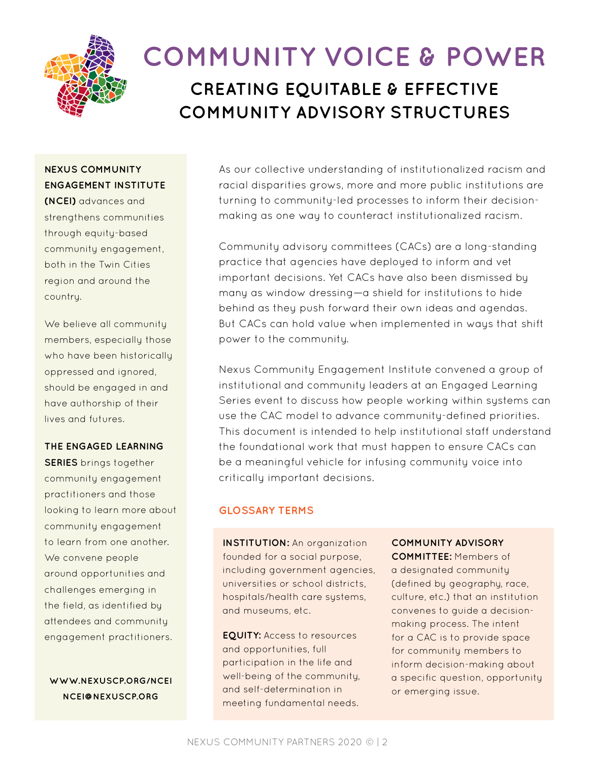# COMMUNITY VOICE & POWER

## CREATING EQUITABLE & EFFECTIVE COMMUNITY ADVISORY STRUCTURES

**NEXUS COMMUNITY ENGAGEMENT INSTITUTE (NCEI)** advances and strengthens communities through equity-based community engagement, both in the Twin Cities region and around the country.

We believe all community members, especially those who have been historically oppressed and ignored, should be engaged in and have authorship of their lives and futures.

**THE ENGAGED LEARNING SERIES** brings together community engagement practitioners and those looking to learn more about community engagement to learn from one another. We convene people around opportunities and challenges emerging in the field, as identified by attendees and community engagement practitioners.

**WWW.NEXUSCP.ORG/NCEI**
**NCEI@NEXUSCP.ORG**

As our collective understanding of institutionalized racism and racial disparities grows, more and more public institutions are turning to community-led processes to inform their decision-making as one way to counteract institutionalized racism.

Community advisory committees (CACs) are a long-standing practice that agencies have deployed to inform and vet important decisions. Yet CACs have also been dismissed by many as window dressing—a shield for institutions to hide behind as they push forward their own ideas and agendas. But CACs can hold value when implemented in ways that shift power to the community.

Nexus Community Engagement Institute convened a group of institutional and community leaders at an Engaged Learning Series event to discuss how people working within systems can use the CAC model to advance community-defined priorities. This document is intended to help institutional staff understand the foundational work that must happen to ensure CACs can be a meaningful vehicle for infusing community voice into critically important decisions.

### GLOSSARY TERMS

**INSTITUTION:** An organization founded for a social purpose, including government agencies, universities or school districts, hospitals/health care systems, and museums, etc.

**EQUITY:** Access to resources and opportunities, full participation in the life and well-being of the community, and self-determination in meeting fundamental needs.

**COMMUNITY ADVISORY COMMITTEE:** Members of a designated community (defined by geography, race, culture, etc.) that an institution convenes to guide a decision-making process. The intent for a CAC is to provide space for community members to inform decision-making about a specific question, opportunity or emerging issue.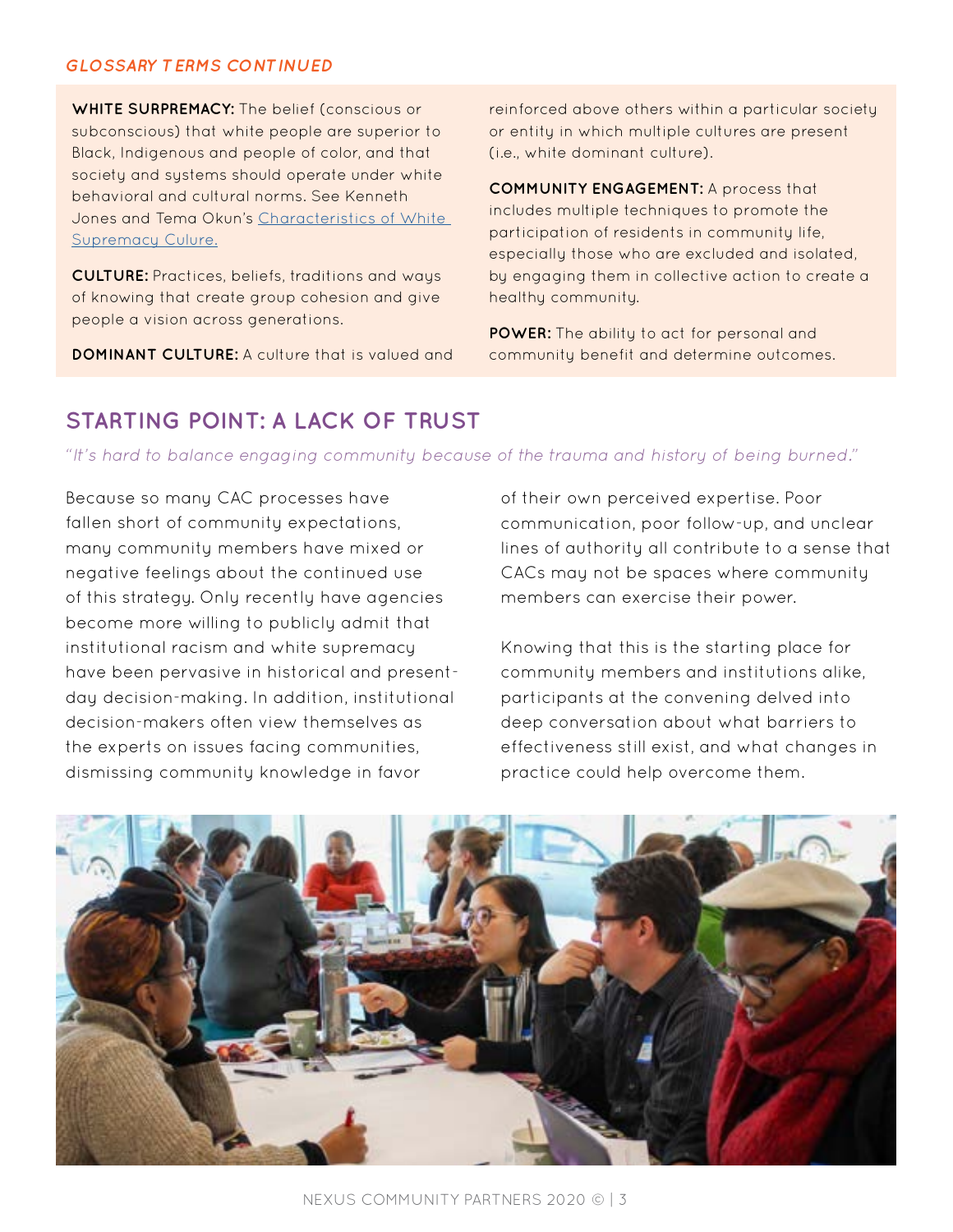*GLOSSARY TERMS CONTINUED*

**WHITE SURPREMACY:** The belief (conscious or subconscious) that white people are superior to Black, Indigenous and people of color, and that society and systems should operate under white behavioral and cultural norms. See Kenneth Jones and Tema Okun's Characteristics of White Supremacy Culure.

**CULTURE:** Practices, beliefs, traditions and ways of knowing that create group cohesion and give people a vision across generations.

**DOMINANT CULTURE:** A culture that is valued and reinforced above others within a particular society or entity in which multiple cultures are present (i.e., white dominant culture).

**COMMUNITY ENGAGEMENT:** A process that includes multiple techniques to promote the participation of residents in community life, especially those who are excluded and isolated, by engaging them in collective action to create a healthy community.

**POWER:** The ability to act for personal and community benefit and determine outcomes.

## STARTING POINT: A LACK OF TRUST

*"It's hard to balance engaging community because of the trauma and history of being burned."*

Because so many CAC processes have fallen short of community expectations, many community members have mixed or negative feelings about the continued use of this strategy. Only recently have agencies become more willing to publicly admit that institutional racism and white supremacy have been pervasive in historical and present-day decision-making. In addition, institutional decision-makers often view themselves as the experts on issues facing communities, dismissing community knowledge in favor of their own perceived expertise. Poor communication, poor follow-up, and unclear lines of authority all contribute to a sense that CACs may not be spaces where community members can exercise their power.

Knowing that this is the starting place for community members and institutions alike, participants at the convening delved into deep conversation about what barriers to effectiveness still exist, and what changes in practice could help overcome them.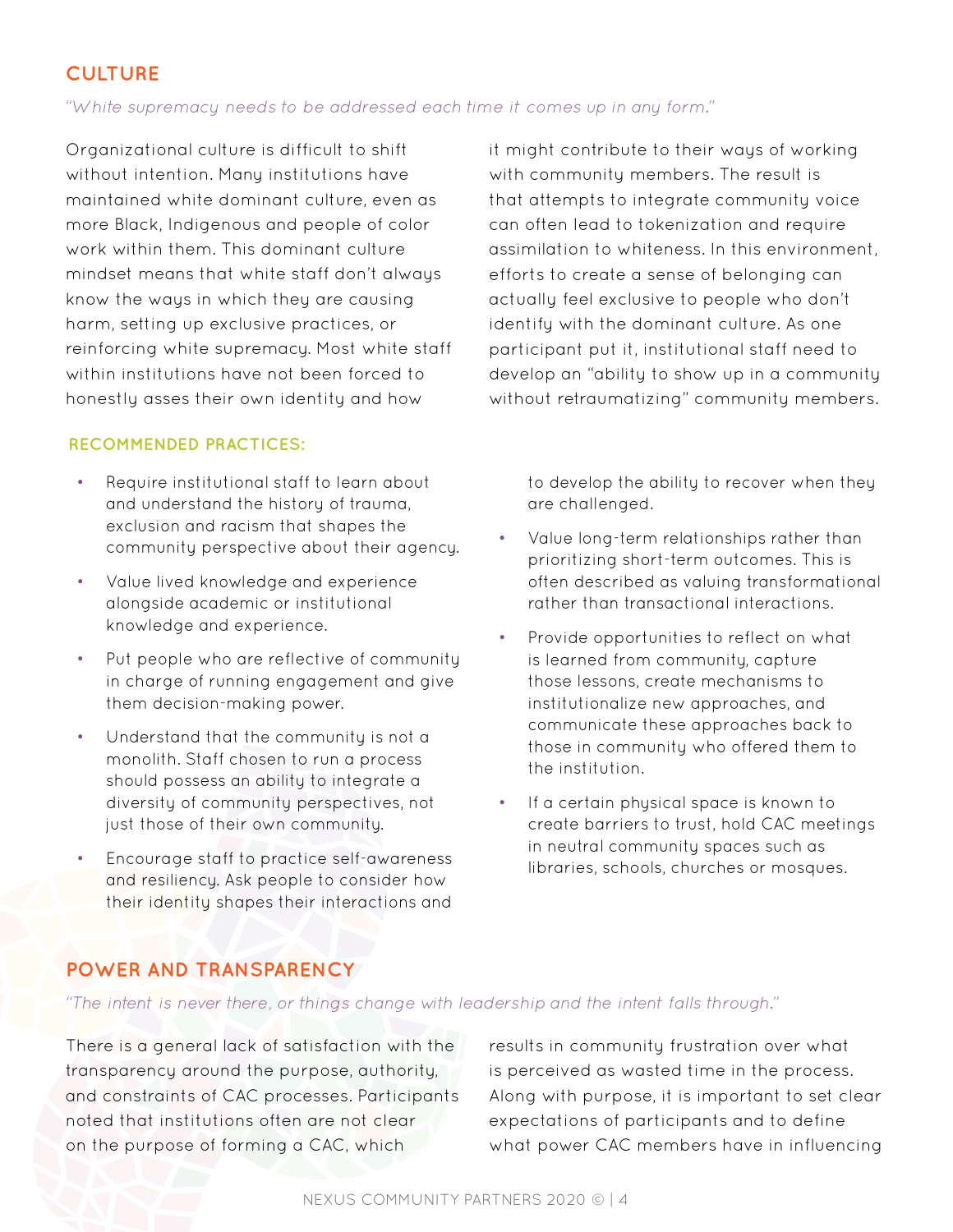## CULTURE

*"White supremacy needs to be addressed each time it comes up in any form."*

Organizational culture is difficult to shift without intention. Many institutions have maintained white dominant culture, even as more Black, Indigenous and people of color work within them. This dominant culture mindset means that white staff don't always know the ways in which they are causing harm, setting up exclusive practices, or reinforcing white supremacy. Most white staff within institutions have not been forced to honestly asses their own identity and how it might contribute to their ways of working with community members. The result is that attempts to integrate community voice can often lead to tokenization and require assimilation to whiteness. In this environment, efforts to create a sense of belonging can actually feel exclusive to people who don't identify with the dominant culture. As one participant put it, institutional staff need to develop an "ability to show up in a community without retraumatizing" community members.

### RECOMMENDED PRACTICES:

- Require institutional staff to learn about and understand the history of trauma, exclusion and racism that shapes the community perspective about their agency.
- Value lived knowledge and experience alongside academic or institutional knowledge and experience.
- Put people who are reflective of community in charge of running engagement and give them decision-making power.
- Understand that the community is not a monolith. Staff chosen to run a process should possess an ability to integrate a diversity of community perspectives, not just those of their own community.
- Encourage staff to practice self-awareness and resiliency. Ask people to consider how their identity shapes their interactions and to develop the ability to recover when they are challenged.
- Value long-term relationships rather than prioritizing short-term outcomes. This is often described as valuing transformational rather than transactional interactions.
- Provide opportunities to reflect on what is learned from community, capture those lessons, create mechanisms to institutionalize new approaches, and communicate these approaches back to those in community who offered them to the institution.
- If a certain physical space is known to create barriers to trust, hold CAC meetings in neutral community spaces such as libraries, schools, churches or mosques.

## POWER AND TRANSPARENCY

*"The intent is never there, or things change with leadership and the intent falls through."*

There is a general lack of satisfaction with the transparency around the purpose, authority, and constraints of CAC processes. Participants noted that institutions often are not clear on the purpose of forming a CAC, which results in community frustration over what is perceived as wasted time in the process. Along with purpose, it is important to set clear expectations of participants and to define what power CAC members have in influencing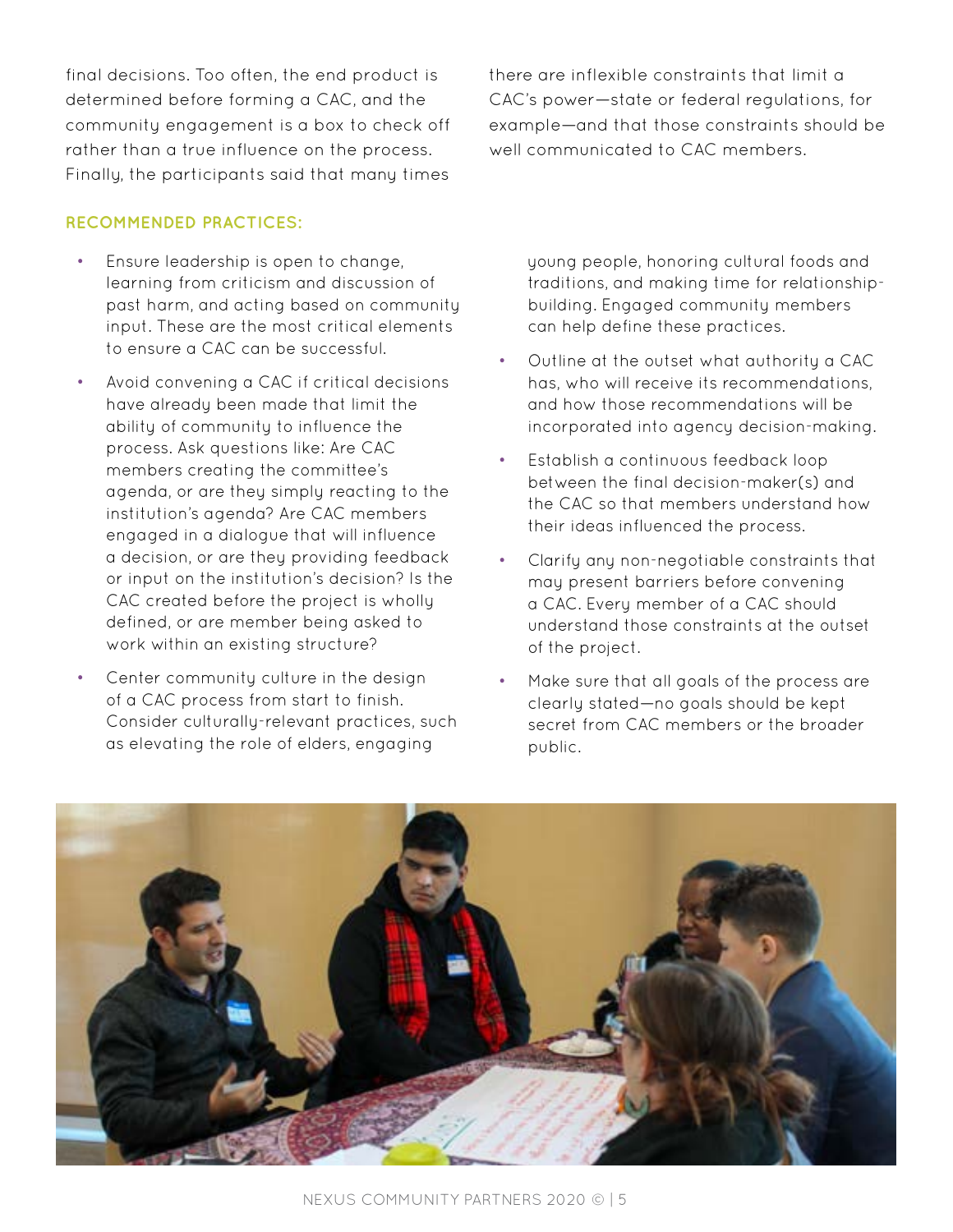final decisions. Too often, the end product is determined before forming a CAC, and the community engagement is a box to check off rather than a true influence on the process. Finally, the participants said that many times there are inflexible constraints that limit a CAC's power—state or federal regulations, for example—and that those constraints should be well communicated to CAC members.

**RECOMMENDED PRACTICES:**

- Ensure leadership is open to change, learning from criticism and discussion of past harm, and acting based on community input. These are the most critical elements to ensure a CAC can be successful.
- Avoid convening a CAC if critical decisions have already been made that limit the ability of community to influence the process. Ask questions like: Are CAC members creating the committee's agenda, or are they simply reacting to the institution's agenda? Are CAC members engaged in a dialogue that will influence a decision, or are they providing feedback or input on the institution's decision? Is the CAC created before the project is wholly defined, or are member being asked to work within an existing structure?
- Center community culture in the design of a CAC process from start to finish. Consider culturally-relevant practices, such as elevating the role of elders, engaging young people, honoring cultural foods and traditions, and making time for relationship-building. Engaged community members can help define these practices.
- Outline at the outset what authority a CAC has, who will receive its recommendations, and how those recommendations will be incorporated into agency decision-making.
- Establish a continuous feedback loop between the final decision-maker(s) and the CAC so that members understand how their ideas influenced the process.
- Clarify any non-negotiable constraints that may present barriers before convening a CAC. Every member of a CAC should understand those constraints at the outset of the project.
- Make sure that all goals of the process are clearly stated—no goals should be kept secret from CAC members or the broader public.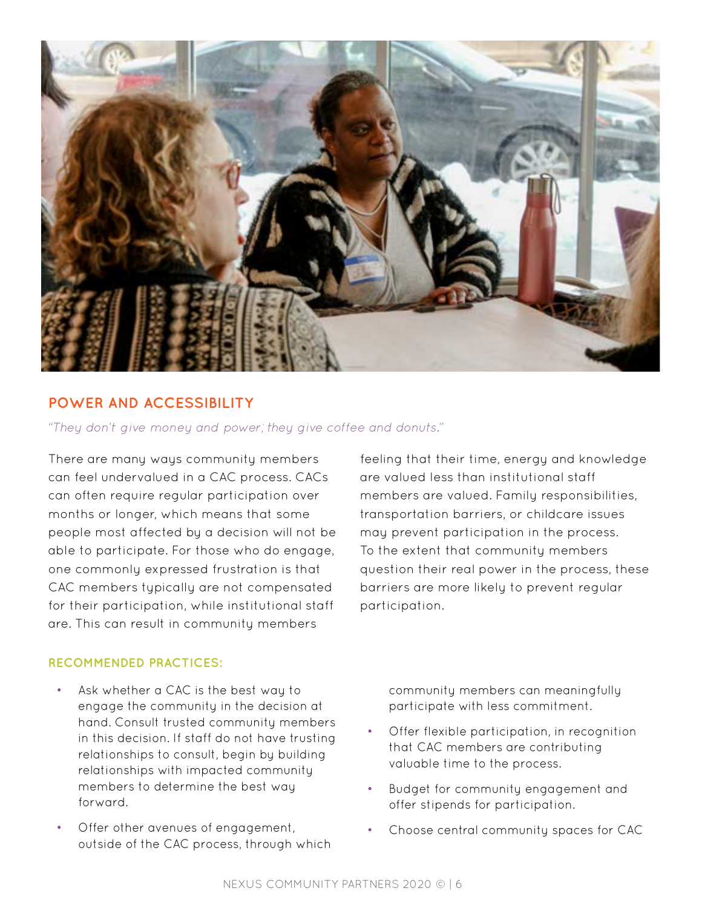## POWER AND ACCESSIBILITY

*"They don't give money and power; they give coffee and donuts."*

There are many ways community members can feel undervalued in a CAC process. CACs can often require regular participation over months or longer, which means that some people most affected by a decision will not be able to participate. For those who do engage, one commonly expressed frustration is that CAC members typically are not compensated for their participation, while institutional staff are. This can result in community members feeling that their time, energy and knowledge are valued less than institutional staff members are valued. Family responsibilities, transportation barriers, or childcare issues may prevent participation in the process. To the extent that community members question their real power in the process, these barriers are more likely to prevent regular participation.

### RECOMMENDED PRACTICES:

- Ask whether a CAC is the best way to engage the community in the decision at hand. Consult trusted community members in this decision. If staff do not have trusting relationships to consult, begin by building relationships with impacted community members to determine the best way forward.
- Offer other avenues of engagement, outside of the CAC process, through which community members can meaningfully participate with less commitment.
- Offer flexible participation, in recognition that CAC members are contributing valuable time to the process.
- Budget for community engagement and offer stipends for participation.
- Choose central community spaces for CAC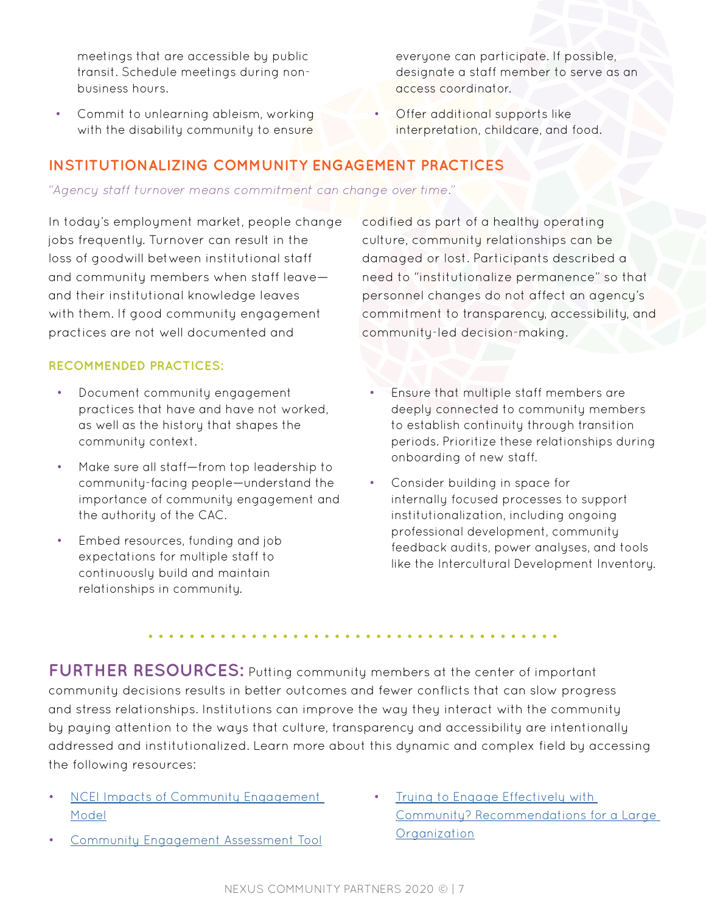meetings that are accessible by public transit. Schedule meetings during non-business hours.

- Commit to unlearning ableism, working with the disability community to ensure everyone can participate. If possible, designate a staff member to serve as an access coordinator.
- Offer additional supports like interpretation, childcare, and food.

## INSTITUTIONALIZING COMMUNITY ENGAGEMENT PRACTICES

*"Agency staff turnover means commitment can change over time."*

In today's employment market, people change jobs frequently. Turnover can result in the loss of goodwill between institutional staff and community members when staff leave—and their institutional knowledge leaves with them. If good community engagement practices are not well documented and codified as part of a healthy operating culture, community relationships can be damaged or lost. Participants described a need to "institutionalize permanence" so that personnel changes do not affect an agency's commitment to transparency, accessibility, and community-led decision-making.

### RECOMMENDED PRACTICES:

- Document community engagement practices that have and have not worked, as well as the history that shapes the community context.
- Make sure all staff—from top leadership to community-facing people—understand the importance of community engagement and the authority of the CAC.
- Embed resources, funding and job expectations for multiple staff to continuously build and maintain relationships in community.
- Ensure that multiple staff members are deeply connected to community members to establish continuity through transition periods. Prioritize these relationships during onboarding of new staff.
- Consider building in space for internally focused processes to support institutionalization, including ongoing professional development, community feedback audits, power analyses, and tools like the Intercultural Development Inventory.

**FURTHER RESOURCES:** Putting community members at the center of important community decisions results in better outcomes and fewer conflicts that can slow progress and stress relationships. Institutions can improve the way they interact with the community by paying attention to the ways that culture, transparency and accessibility are intentionally addressed and institutionalized. Learn more about this dynamic and complex field by accessing the following resources:

- NCEI Impacts of Community Engagement Model
- Community Engagement Assessment Tool
- Trying to Engage Effectively with Community? Recommendations for a Large Organization